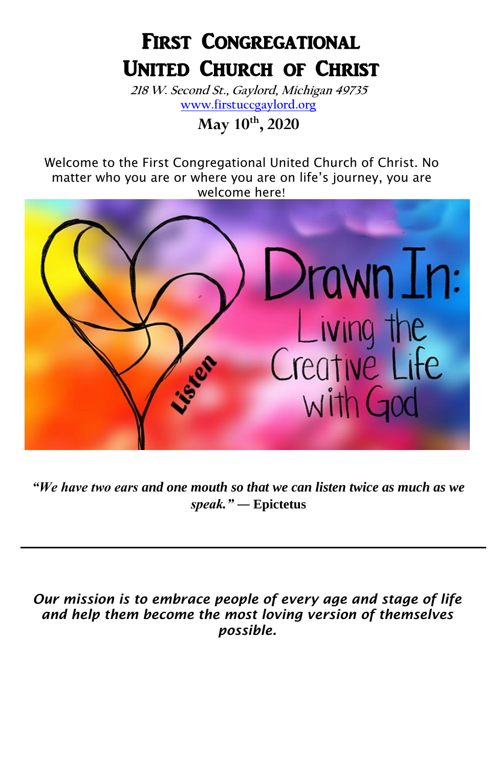# First Congregational United Church of Christ

*218 W. Second St., Gaylord, Michigan 49735*
www.firstuccgaylord.org

**May 10th, 2020**

Welcome to the First Congregational United Church of Christ. No matter who you are or where you are on life's journey, you are welcome here!

Drawn In: Living the Creative Life with God

Listen

***"We have two ears and one mouth so that we can listen twice as much as we speak."* — Epictetus**

---

***Our mission is to embrace people of every age and stage of life and help them become the most loving version of themselves possible.***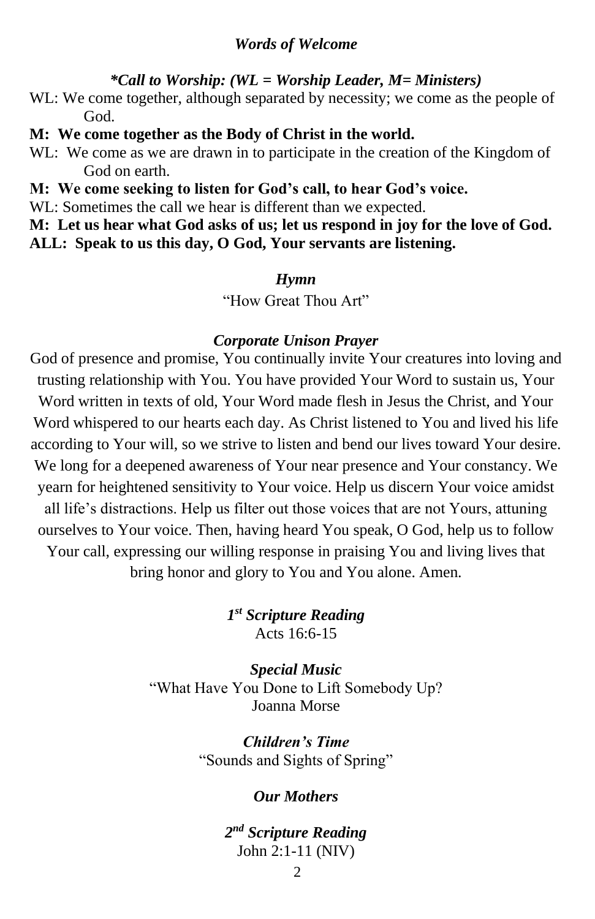### *Words of Welcome*

### *\*Call to Worship: (WL = Worship Leader, M= Ministers)*

WL: We come together, although separated by necessity; we come as the people of God.

**M: We come together as the Body of Christ in the world.**

WL: We come as we are drawn in to participate in the creation of the Kingdom of God on earth.

**M: We come seeking to listen for God's call, to hear God's voice.**

WL: Sometimes the call we hear is different than we expected.

**M: Let us hear what God asks of us; let us respond in joy for the love of God.**

**ALL: Speak to us this day, O God, Your servants are listening.**

### *Hymn*

"How Great Thou Art"

### *Corporate Unison Prayer*

God of presence and promise, You continually invite Your creatures into loving and trusting relationship with You. You have provided Your Word to sustain us, Your Word written in texts of old, Your Word made flesh in Jesus the Christ, and Your Word whispered to our hearts each day. As Christ listened to You and lived his life according to Your will, so we strive to listen and bend our lives toward Your desire. We long for a deepened awareness of Your near presence and Your constancy. We yearn for heightened sensitivity to Your voice. Help us discern Your voice amidst all life's distractions. Help us filter out those voices that are not Yours, attuning ourselves to Your voice. Then, having heard You speak, O God, help us to follow Your call, expressing our willing response in praising You and living lives that bring honor and glory to You and You alone. Amen.

### *1st Scripture Reading*

Acts 16:6-15

### *Special Music*

"What Have You Done to Lift Somebody Up?
Joanna Morse

### *Children's Time*

"Sounds and Sights of Spring"

### *Our Mothers*

### *2nd Scripture Reading*

John 2:1-11 (NIV)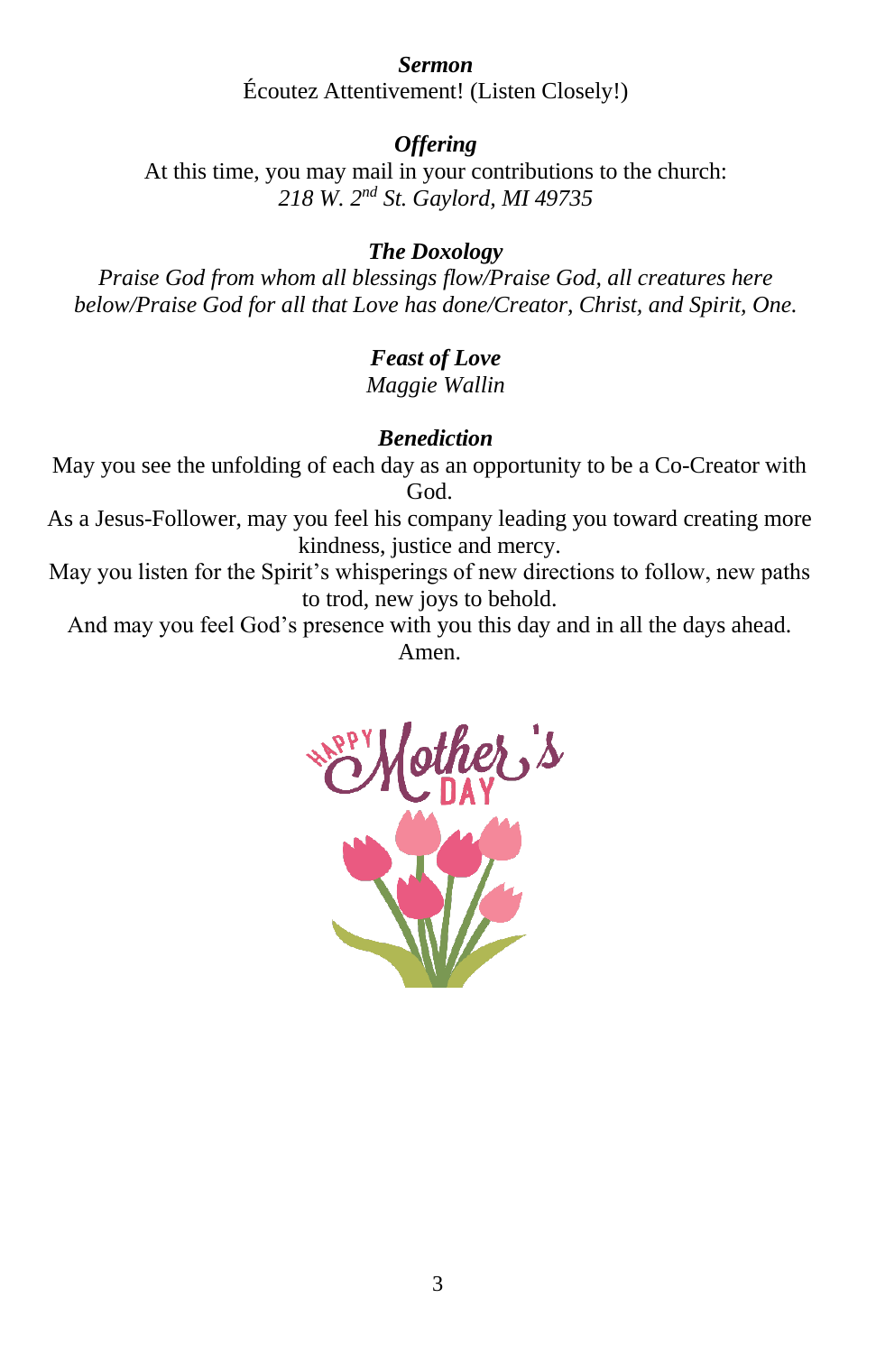***Sermon***

Écoutez Attentivement! (Listen Closely!)

***Offering***

At this time, you may mail in your contributions to the church:
*218 W. 2nd St. Gaylord, MI 49735*

***The Doxology***

*Praise God from whom all blessings flow/Praise God, all creatures here below/Praise God for all that Love has done/Creator, Christ, and Spirit, One.*

***Feast of Love***

*Maggie Wallin*

***Benediction***

May you see the unfolding of each day as an opportunity to be a Co-Creator with God.
As a Jesus-Follower, may you feel his company leading you toward creating more kindness, justice and mercy.
May you listen for the Spirit's whisperings of new directions to follow, new paths to trod, new joys to behold.
And may you feel God's presence with you this day and in all the days ahead.
Amen.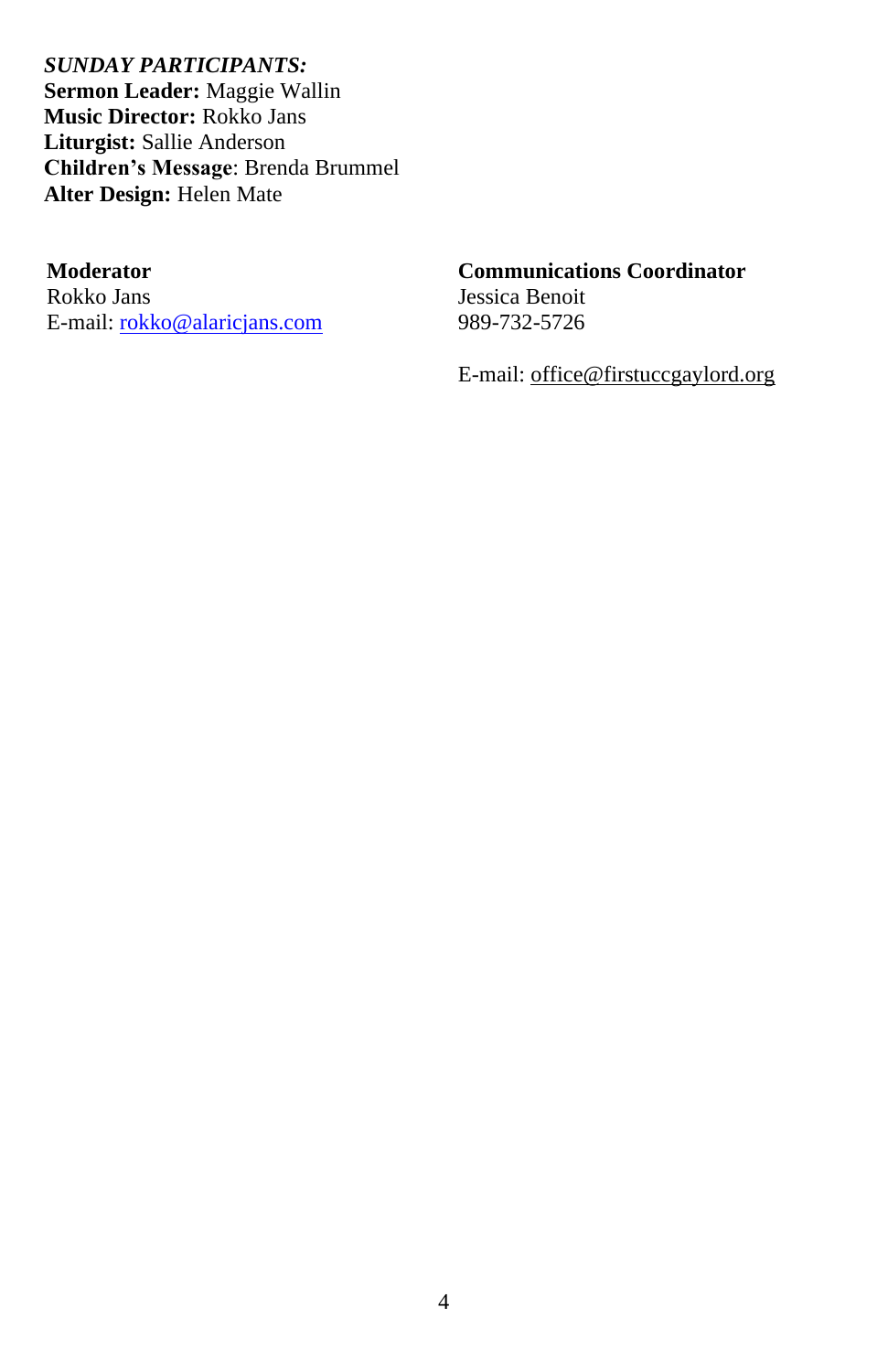***SUNDAY PARTICIPANTS:***
**Sermon Leader:** Maggie Wallin
**Music Director:** Rokko Jans
**Liturgist:** Sallie Anderson
**Children's Message**: Brenda Brummel
**Alter Design:** Helen Mate

**Moderator**
Rokko Jans
E-mail: rokko@alaricjans.com

**Communications Coordinator**
Jessica Benoit
989-732-5726

E-mail: office@firstuccgaylord.org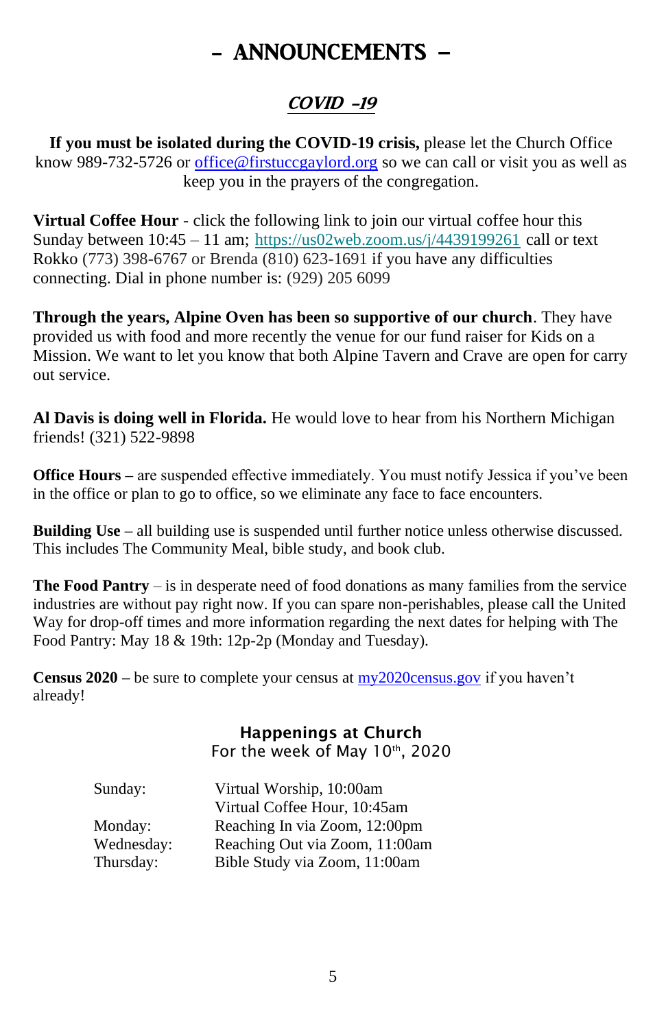# – ANNOUNCEMENTS –

## *COVID -19*

**If you must be isolated during the COVID-19 crisis,** please let the Church Office know 989-732-5726 or office@firstuccgaylord.org so we can call or visit you as well as keep you in the prayers of the congregation.

**Virtual Coffee Hour** - click the following link to join our virtual coffee hour this Sunday between 10:45 – 11 am; https://us02web.zoom.us/j/4439199261 call or text Rokko (773) 398-6767 or Brenda (810) 623-1691 if you have any difficulties connecting. Dial in phone number is: (929) 205 6099

**Through the years, Alpine Oven has been so supportive of our church**. They have provided us with food and more recently the venue for our fund raiser for Kids on a Mission. We want to let you know that both Alpine Tavern and Crave are open for carry out service.

**Al Davis is doing well in Florida.** He would love to hear from his Northern Michigan friends! (321) 522-9898

**Office Hours –** are suspended effective immediately. You must notify Jessica if you've been in the office or plan to go to office, so we eliminate any face to face encounters.

**Building Use –** all building use is suspended until further notice unless otherwise discussed. This includes The Community Meal, bible study, and book club.

**The Food Pantry** – is in desperate need of food donations as many families from the service industries are without pay right now. If you can spare non-perishables, please call the United Way for drop-off times and more information regarding the next dates for helping with The Food Pantry: May 18 & 19th: 12p-2p (Monday and Tuesday).

**Census 2020 –** be sure to complete your census at my2020census.gov if you haven't already!

### Happenings at Church
For the week of May 10th, 2020

| | |
|---|---|
| Sunday: | Virtual Worship, 10:00am |
| | Virtual Coffee Hour, 10:45am |
| Monday: | Reaching In via Zoom, 12:00pm |
| Wednesday: | Reaching Out via Zoom, 11:00am |
| Thursday: | Bible Study via Zoom, 11:00am |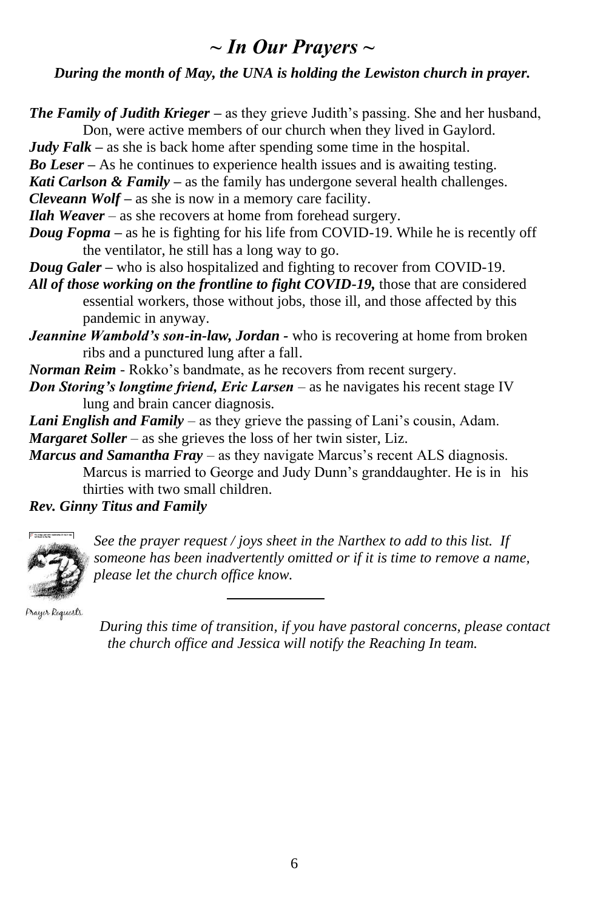# *~ In Our Prayers ~*

***During the month of May, the UNA is holding the Lewiston church in prayer.***

***The Family of Judith Krieger –*** as they grieve Judith's passing. She and her husband, Don, were active members of our church when they lived in Gaylord.

***Judy Falk –*** as she is back home after spending some time in the hospital.

***Bo Leser –*** As he continues to experience health issues and is awaiting testing.

***Kati Carlson & Family –*** as the family has undergone several health challenges.

***Cleveann Wolf –*** as she is now in a memory care facility.

***Ilah Weaver*** – as she recovers at home from forehead surgery.

***Doug Fopma –*** as he is fighting for his life from COVID-19. While he is recently off the ventilator, he still has a long way to go.

***Doug Galer –*** who is also hospitalized and fighting to recover from COVID-19.

***All of those working on the frontline to fight COVID-19,*** those that are considered essential workers, those without jobs, those ill, and those affected by this pandemic in anyway.

***Jeannine Wambold's son-in-law, Jordan -*** who is recovering at home from broken ribs and a punctured lung after a fall.

***Norman Reim*** - Rokko's bandmate, as he recovers from recent surgery.

***Don Storing's longtime friend, Eric Larsen*** – as he navigates his recent stage IV lung and brain cancer diagnosis.

***Lani English and Family*** – as they grieve the passing of Lani's cousin, Adam.

***Margaret Soller*** – as she grieves the loss of her twin sister, Liz.

***Marcus and Samantha Fray*** – as they navigate Marcus's recent ALS diagnosis. Marcus is married to George and Judy Dunn's granddaughter. He is in his thirties with two small children.

***Rev. Ginny Titus and Family***

Prayer Requests

*See the prayer request / joys sheet in the Narthex to add to this list. If someone has been inadvertently omitted or if it is time to remove a name, please let the church office know.*

---

*During this time of transition, if you have pastoral concerns, please contact the church office and Jessica will notify the Reaching In team.*